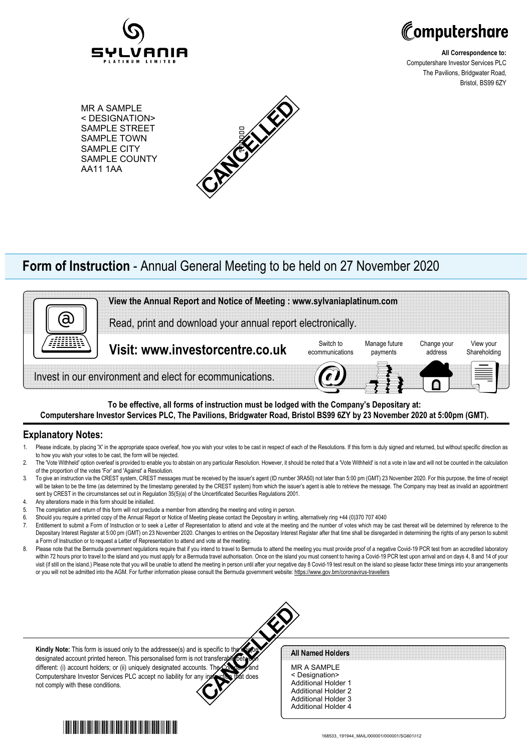SYLVANIA PLATINUM LIMITED

Computershare

**All Correspondence to:**
Computershare Investor Services PLC
The Pavilions, Bridgwater Road,
Bristol, BS99 6ZY

MR A SAMPLE
< DESIGNATION>
SAMPLE STREET
SAMPLE TOWN
SAMPLE CITY
SAMPLE COUNTY
AA11 1AA

CANCELLED

# **Form of Instruction** - Annual General Meeting to be held on 27 November 2020

**View the Annual Report and Notice of Meeting : www.sylvaniaplatinum.com**

Read, print and download your annual report electronically.

**Visit: www.investorcentre.co.uk**

Switch to ecommunications | Manage future payments | Change your address | View your Shareholding

Invest in our environment and elect for ecommunications.

**To be effective, all forms of instruction must be lodged with the Company's Depositary at: Computershare Investor Services PLC, The Pavilions, Bridgwater Road, Bristol BS99 6ZY by 23 November 2020 at 5:00pm (GMT).**

## Explanatory Notes:

1. Please indicate, by placing 'X' in the appropriate space overleaf, how you wish your votes to be cast in respect of each of the Resolutions. If this form is duly signed and returned, but without specific direction as to how you wish your votes to be cast, the form will be rejected.
2. The 'Vote Withheld' option overleaf is provided to enable you to abstain on any particular Resolution. However, it should be noted that a 'Vote Withheld' is not a vote in law and will not be counted in the calculation of the proportion of the votes 'For' and 'Against' a Resolution.
3. To give an instruction via the CREST system, CREST messages must be received by the issuer's agent (ID number 3RA50) not later than 5:00 pm (GMT) 23 November 2020. For this purpose, the time of receipt will be taken to be the time (as determined by the timestamp generated by the CREST system) from which the issuer's agent is able to retrieve the message. The Company may treat as invalid an appointment sent by CREST in the circumstances set out in Regulation 35(5)(a) of the Uncertificated Securities Regulations 2001.
4. Any alterations made in this form should be initialled.
5. The completion and return of this form will not preclude a member from attending the meeting and voting in person.
6. Should you require a printed copy of the Annual Report or Notice of Meeting please contact the Depositary in writing, alternatively ring +44 (0)370 707 4040
7. Entitlement to submit a Form of Instruction or to seek a Letter of Representation to attend and vote at the meeting and the number of votes which may be cast thereat will be determined by reference to the Depositary Interest Register at 5:00 pm (GMT) on 23 November 2020. Changes to entries on the Depositary Interest Register after that time shall be disregarded in determining the rights of any person to submit a Form of Instruction or to request a Letter of Representation to attend and vote at the meeting.
8. Please note that the Bermuda government regulations require that if you intend to travel to Bermuda to attend the meeting you must provide proof of a negative Covid-19 PCR test from an accredited laboratory within 72 hours prior to travel to the island and you must apply for a Bermuda travel authorisation. Once on the island you must consent to having a Covid-19 PCR test upon arrival and on days 4, 8 and 14 of your visit (if still on the island.) Please note that you will be unable to attend the meeting in person until after your negative day 8 Covid-19 test result on the island so please factor these timings into your arrangements or you will not be admitted into the AGM. For further information please consult the Bermuda government website: https://www.gov.bm/coronavirus-travellers

**Kindly Note:** This form is issued only to the addressee(s) and is specific to the unique designated account printed hereon. This personalised form is not transferable between different: (i) account holders; or (ii) uniquely designated accounts. The Company and Computershare Investor Services PLC accept no liability for any instruction that does not comply with these conditions.

CANCELLED

**All Named Holders**

MR A SAMPLE
< Designation>
Additional Holder 1
Additional Holder 2
Additional Holder 3
Additional Holder 4

168533_191944_MAIL/000001/000001/SG601/i12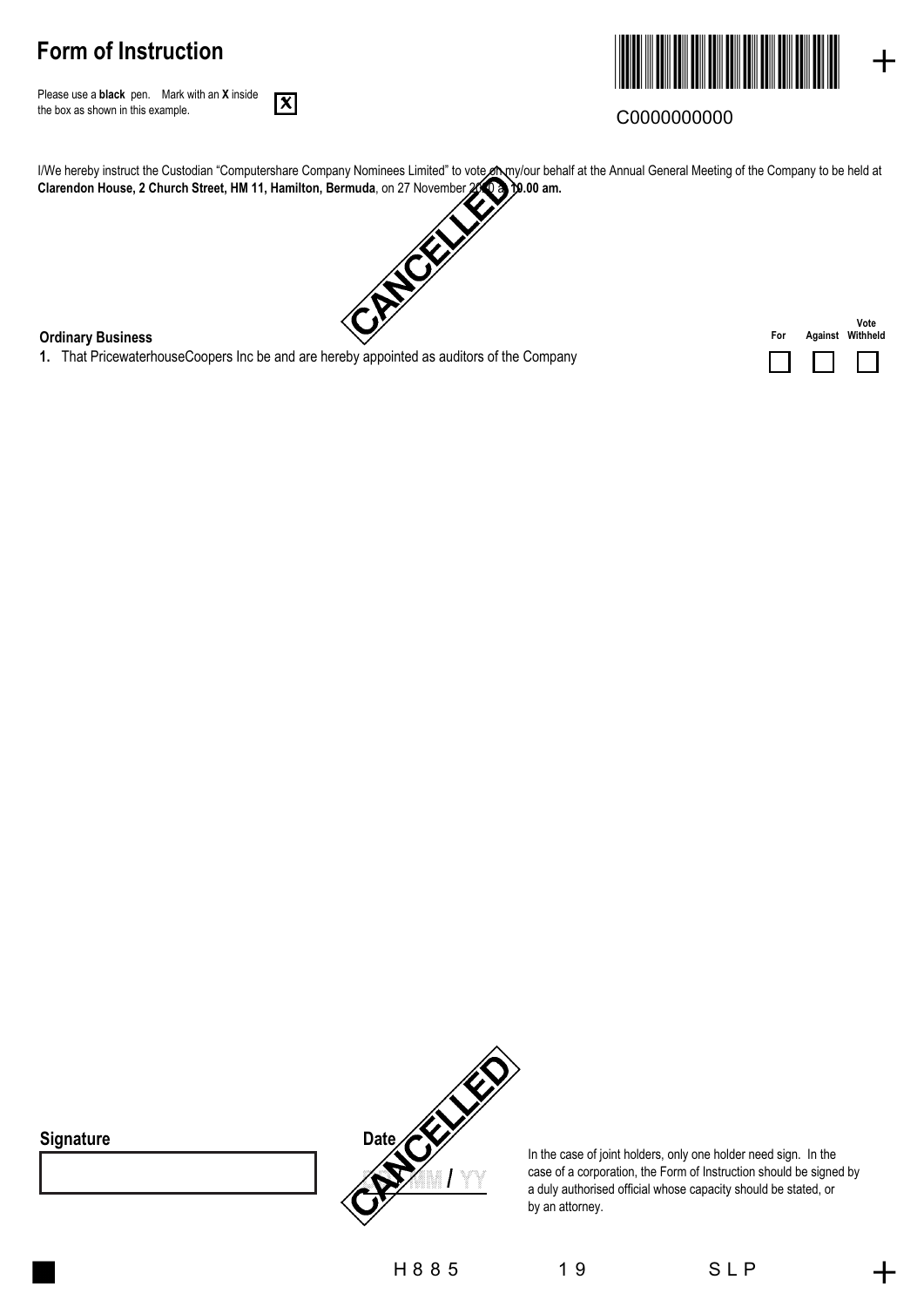# Form of Instruction

Please use a **black** pen. Mark with an **X** inside the box as shown in this example. ☒

C0000000000

I/We hereby instruct the Custodian "Computershare Company Nominees Limited" to vote on my/our behalf at the Annual General Meeting of the Company to be held at **Clarendon House, 2 Church Street, HM 11, Hamilton, Bermuda**, on 27 November 2020 at **10.00 am.**

CANCELLED

| **Ordinary Business** | For | Against | Vote Withheld |
|---|---|---|---|
| **1.** That PricewaterhouseCoopers Inc be and are hereby appointed as auditors of the Company | ☐ | ☐ | ☐ |

**Signature**

**Date**

DD / MM / YY

CANCELLED

In the case of joint holders, only one holder need sign. In the case of a corporation, the Form of Instruction should be signed by a duly authorised official whose capacity should be stated, or by an attorney.

H885 19 SLP